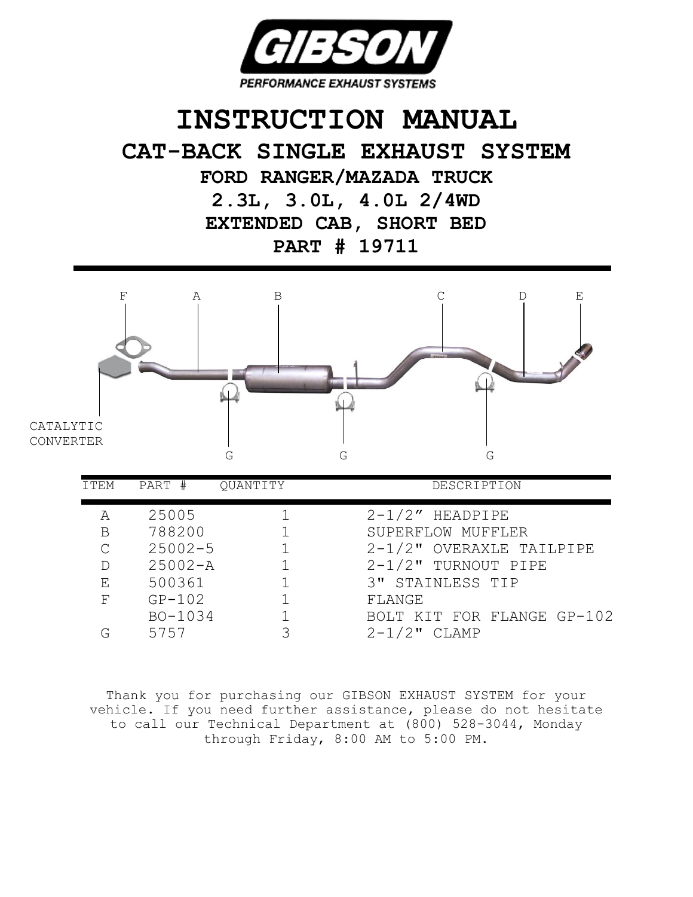GIBSON

PERFORMANCE EXHAUST SYSTEMS

# INSTRUCTION MANUAL

## CAT-BACK SINGLE EXHAUST SYSTEM

### FORD RANGER/MAZADA TRUCK

### 2.3L, 3.0L, 4.0L 2/4WD

### EXTENDED CAB, SHORT BED

### PART # 19711

| ITEM | PART # | QUANTITY | DESCRIPTION |
|---|---|---|---|
| A | 25005 | 1 | 2-1/2” HEADPIPE |
| B | 788200 | 1 | SUPERFLOW MUFFLER |
| C | 25002-5 | 1 | 2-1/2" OVERAXLE TAILPIPE |
| D | 25002-A | 1 | 2-1/2" TURNOUT PIPE |
| E | 500361 | 1 | 3" STAINLESS TIP |
| F | GP-102 | 1 | FLANGE |
| | BO-1034 | 1 | BOLT KIT FOR FLANGE GP-102 |
| G | 5757 | 3 | 2-1/2" CLAMP |

Thank you for purchasing our GIBSON EXHAUST SYSTEM for your vehicle. If you need further assistance, please do not hesitate to call our Technical Department at (800) 528-3044, Monday through Friday, 8:00 AM to 5:00 PM.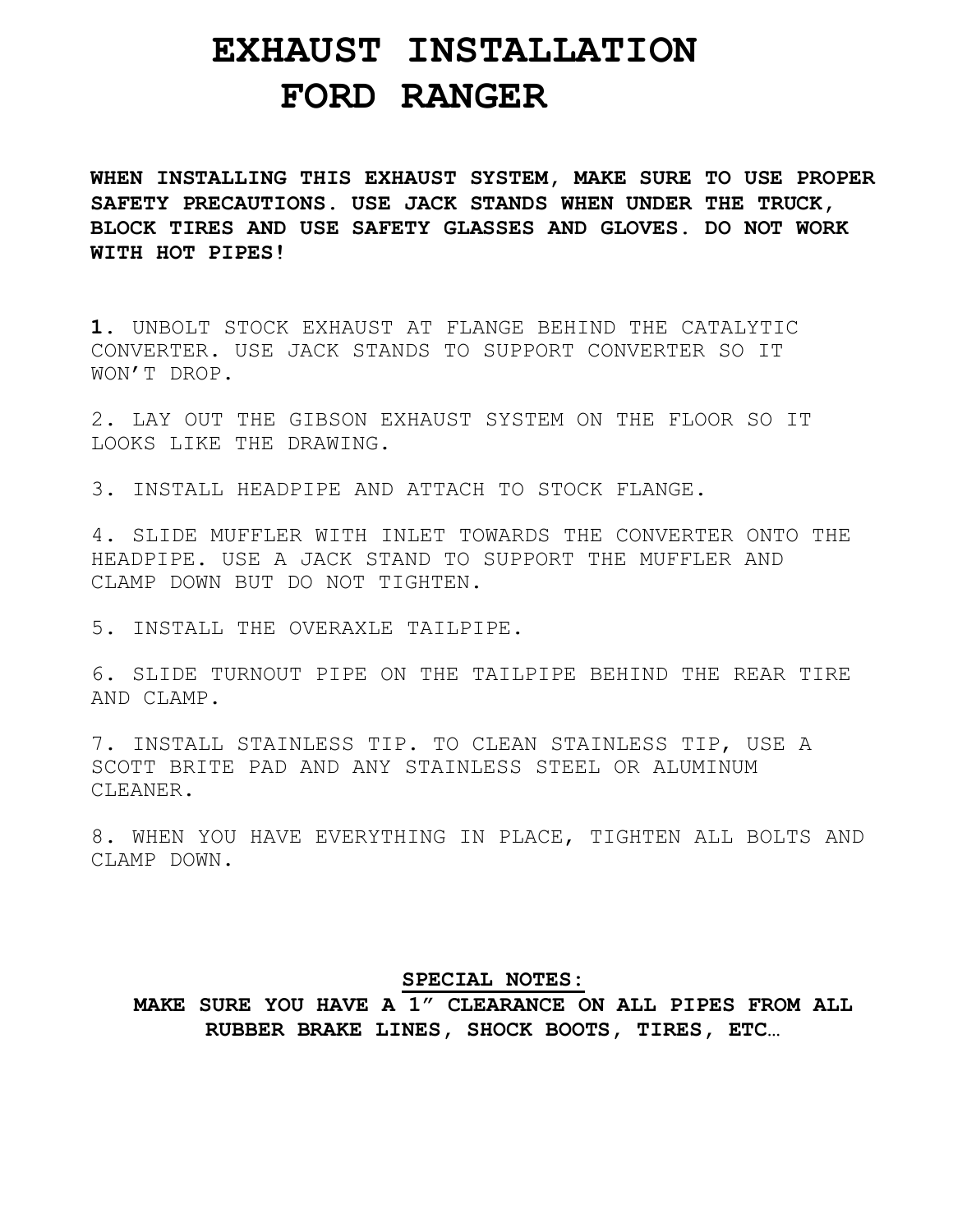# EXHAUST INSTALLATION
# FORD RANGER

**WHEN INSTALLING THIS EXHAUST SYSTEM, MAKE SURE TO USE PROPER SAFETY PRECAUTIONS. USE JACK STANDS WHEN UNDER THE TRUCK, BLOCK TIRES AND USE SAFETY GLASSES AND GLOVES. DO NOT WORK WITH HOT PIPES!**

**1**. UNBOLT STOCK EXHAUST AT FLANGE BEHIND THE CATALYTIC CONVERTER. USE JACK STANDS TO SUPPORT CONVERTER SO IT WON'T DROP.

2. LAY OUT THE GIBSON EXHAUST SYSTEM ON THE FLOOR SO IT LOOKS LIKE THE DRAWING.

3. INSTALL HEADPIPE AND ATTACH TO STOCK FLANGE.

4. SLIDE MUFFLER WITH INLET TOWARDS THE CONVERTER ONTO THE HEADPIPE. USE A JACK STAND TO SUPPORT THE MUFFLER AND CLAMP DOWN BUT DO NOT TIGHTEN.

5. INSTALL THE OVERAXLE TAILPIPE.

6. SLIDE TURNOUT PIPE ON THE TAILPIPE BEHIND THE REAR TIRE AND CLAMP.

7. INSTALL STAINLESS TIP. TO CLEAN STAINLESS TIP, USE A SCOTT BRITE PAD AND ANY STAINLESS STEEL OR ALUMINUM CLEANER.

8. WHEN YOU HAVE EVERYTHING IN PLACE, TIGHTEN ALL BOLTS AND CLAMP DOWN.

**SPECIAL NOTES:**

**MAKE SURE YOU HAVE A 1" CLEARANCE ON ALL PIPES FROM ALL RUBBER BRAKE LINES, SHOCK BOOTS, TIRES, ETC…**